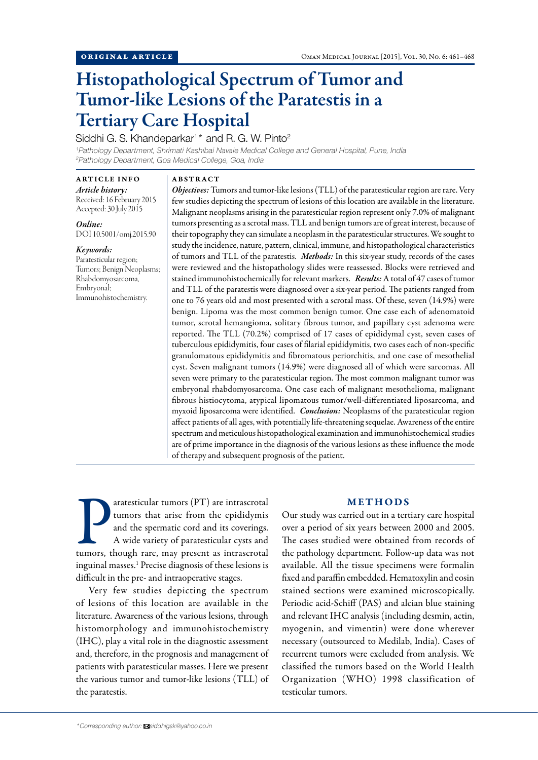ORIGINAL ARTICLE

# Histopathological Spectrum of Tumor and Tumor-like Lesions of the Paratestis in a Tertiary Care Hospital

Siddhi G. S. Khandeparkar[1]* and R. G. W. Pinto[2]

[1]Pathology Department, Shrimati Kashibai Navale Medical College and General Hospital, Pune, India
[2]Pathology Department, Goa Medical College, Goa, India

## ARTICLE INFO

*Article history:*
Received: 16 February 2015
Accepted: 30 July 2015

*Online:*
DOI 10.5001/omj.2015.90

*Keywords:*
Paratesticular region; Tumors; Benign Neoplasms; Rhabdomyosarcoma, Embryonal; Immunohistochemistry.

## ABSTRACT

***Objectives:*** Tumors and tumor-like lesions (TLL) of the paratesticular region are rare. Very few studies depicting the spectrum of lesions of this location are available in the literature. Malignant neoplasms arising in the paratesticular region represent only 7.0% of malignant tumors presenting as a scrotal mass. TLL and benign tumors are of great interest, because of their topography they can simulate a neoplasm in the paratesticular structures. We sought to study the incidence, nature, pattern, clinical, immune, and histopathological characteristics of tumors and TLL of the paratestis. ***Methods:*** In this six-year study, records of the cases were reviewed and the histopathology slides were reassessed. Blocks were retrieved and stained immunohistochemically for relevant markers. ***Results:*** A total of 47 cases of tumor and TLL of the paratestis were diagnosed over a six-year period. The patients ranged from one to 76 years old and most presented with a scrotal mass. Of these, seven (14.9%) were benign. Lipoma was the most common benign tumor. One case each of adenomatoid tumor, scrotal hemangioma, solitary fibrous tumor, and papillary cyst adenoma were reported. The TLL (70.2%) comprised of 17 cases of epididymal cyst, seven cases of tuberculous epididymitis, four cases of filarial epididymitis, two cases each of non-specific granulomatous epididymitis and fibromatous periorchitis, and one case of mesothelial cyst. Seven malignant tumors (14.9%) were diagnosed all of which were sarcomas. All seven were primary to the paratesticular region. The most common malignant tumor was embryonal rhabdomyosarcoma. One case each of malignant mesothelioma, malignant fibrous histiocytoma, atypical lipomatous tumor/well-differentiated liposarcoma, and myxoid liposarcoma were identified. ***Conclusion:*** Neoplasms of the paratesticular region affect patients of all ages, with potentially life-threatening sequelae. Awareness of the entire spectrum and meticulous histopathological examination and immunohistochemical studies are of prime importance in the diagnosis of the various lesions as these influence the mode of therapy and subsequent prognosis of the patient.

Paratesticular tumors (PT) are intrascrotal tumors that arise from the epididymis and the spermatic cord and its coverings. A wide variety of paratesticular cysts and tumors, though rare, may present as intrascrotal inguinal masses.[1] Precise diagnosis of these lesions is difficult in the pre- and intraoperative stages.

Very few studies depicting the spectrum of lesions of this location are available in the literature. Awareness of the various lesions, through histomorphology and immunohistochemistry (IHC), play a vital role in the diagnostic assessment and, therefore, in the prognosis and management of patients with paratesticular masses. Here we present the various tumor and tumor-like lesions (TLL) of the paratestis.

## METHODS

Our study was carried out in a tertiary care hospital over a period of six years between 2000 and 2005. The cases studied were obtained from records of the pathology department. Follow-up data was not available. All the tissue specimens were formalin fixed and paraffin embedded. Hematoxylin and eosin stained sections were examined microscopically. Periodic acid-Schiff (PAS) and alcian blue staining and relevant IHC analysis (including desmin, actin, myogenin, and vimentin) were done wherever necessary (outsourced to Medilab, India). Cases of recurrent tumors were excluded from analysis. We classified the tumors based on the World Health Organization (WHO) 1998 classification of testicular tumors.

*Corresponding author: siddhigsk@yahoo.co.in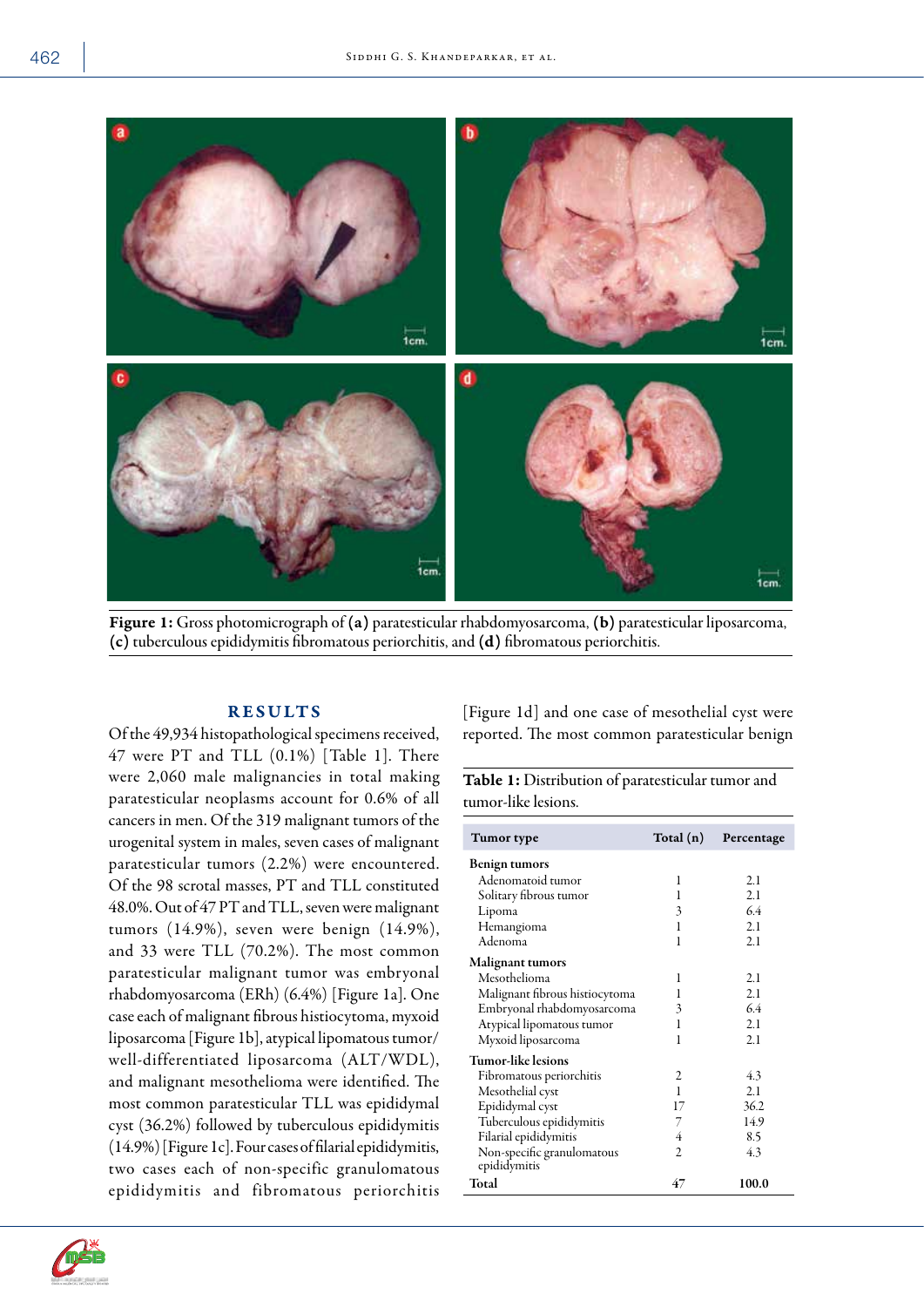Figure 1: Gross photomicrograph of (a) paratesticular rhabdomyosarcoma, (b) paratesticular liposarcoma, (c) tuberculous epididymitis fibromatous periorchitis, and (d) fibromatous periorchitis.

## RESULTS

Of the 49,934 histopathological specimens received, 47 were PT and TLL (0.1%) [Table 1]. There were 2,060 male malignancies in total making paratesticular neoplasms account for 0.6% of all cancers in men. Of the 319 malignant tumors of the urogenital system in males, seven cases of malignant paratesticular tumors (2.2%) were encountered. Of the 98 scrotal masses, PT and TLL constituted 48.0%. Out of 47 PT and TLL, seven were malignant tumors (14.9%), seven were benign (14.9%), and 33 were TLL (70.2%). The most common paratesticular malignant tumor was embryonal rhabdomyosarcoma (ERh) (6.4%) [Figure 1a]. One case each of malignant fibrous histiocytoma, myxoid liposarcoma [Figure 1b], atypical lipomatous tumor/well-differentiated liposarcoma (ALT/WDL), and malignant mesothelioma were identified. The most common paratesticular TLL was epididymal cyst (36.2%) followed by tuberculous epididymitis (14.9%) [Figure 1c]. Four cases of filarial epididymitis, two cases each of non-specific granulomatous epididymitis and fibromatous periorchitis [Figure 1d] and one case of mesothelial cyst were reported. The most common paratesticular benign

**Table 1:** Distribution of paratesticular tumor and tumor-like lesions.

| Tumor type | Total (n) | Percentage |
|---|---|---|
| **Benign tumors** | | |
| Adenomatoid tumor | 1 | 2.1 |
| Solitary fibrous tumor | 1 | 2.1 |
| Lipoma | 3 | 6.4 |
| Hemangioma | 1 | 2.1 |
| Adenoma | 1 | 2.1 |
| **Malignant tumors** | | |
| Mesothelioma | 1 | 2.1 |
| Malignant fibrous histiocytoma | 1 | 2.1 |
| Embryonal rhabdomyosarcoma | 3 | 6.4 |
| Atypical lipomatous tumor | 1 | 2.1 |
| Myxoid liposarcoma | 1 | 2.1 |
| **Tumor-like lesions** | | |
| Fibromatous periorchitis | 2 | 4.3 |
| Mesothelial cyst | 1 | 2.1 |
| Epididymal cyst | 17 | 36.2 |
| Tuberculous epididymitis | 7 | 14.9 |
| Filarial epididymitis | 4 | 8.5 |
| Non-specific granulomatous epididymitis | 2 | 4.3 |
| **Total** | **47** | **100.0** |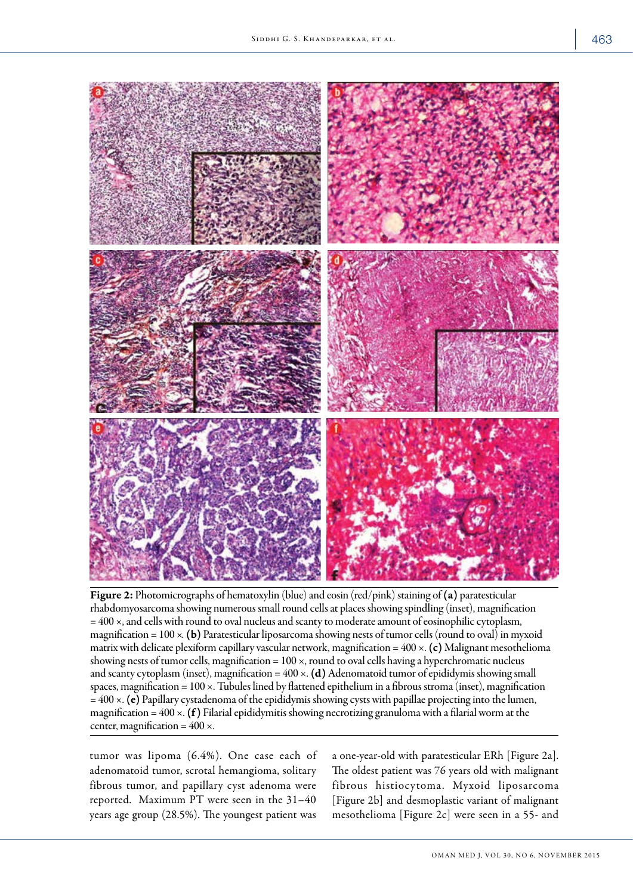**Figure 2:** Photomicrographs of hematoxylin (blue) and eosin (red/pink) staining of **(a)** paratesticular rhabdomyosarcoma showing numerous small round cells at places showing spindling (inset), magnification = 400 ×, and cells with round to oval nucleus and scanty to moderate amount of eosinophilic cytoplasm, magnification = 100 ×. **(b)** Paratesticular liposarcoma showing nests of tumor cells (round to oval) in myxoid matrix with delicate plexiform capillary vascular network, magnification = 400 ×. **(c)** Malignant mesothelioma showing nests of tumor cells, magnification = 100 ×, round to oval cells having a hyperchromatic nucleus and scanty cytoplasm (inset), magnification = 400 ×. **(d)** Adenomatoid tumor of epididymis showing small spaces, magnification = 100 ×. Tubules lined by flattened epithelium in a fibrous stroma (inset), magnification = 400 ×. **(e)** Papillary cystadenoma of the epididymis showing cysts with papillae projecting into the lumen, magnification = 400 ×. **(f)** Filarial epididymitis showing necrotizing granuloma with a filarial worm at the center, magnification = 400 ×.

tumor was lipoma (6.4%). One case each of adenomatoid tumor, scrotal hemangioma, solitary fibrous tumor, and papillary cyst adenoma were reported. Maximum PT were seen in the 31–40 years age group (28.5%). The youngest patient was a one-year-old with paratesticular ERh [Figure 2a]. The oldest patient was 76 years old with malignant fibrous histiocytoma. Myxoid liposarcoma [Figure 2b] and desmoplastic variant of malignant mesothelioma [Figure 2c] were seen in a 55- and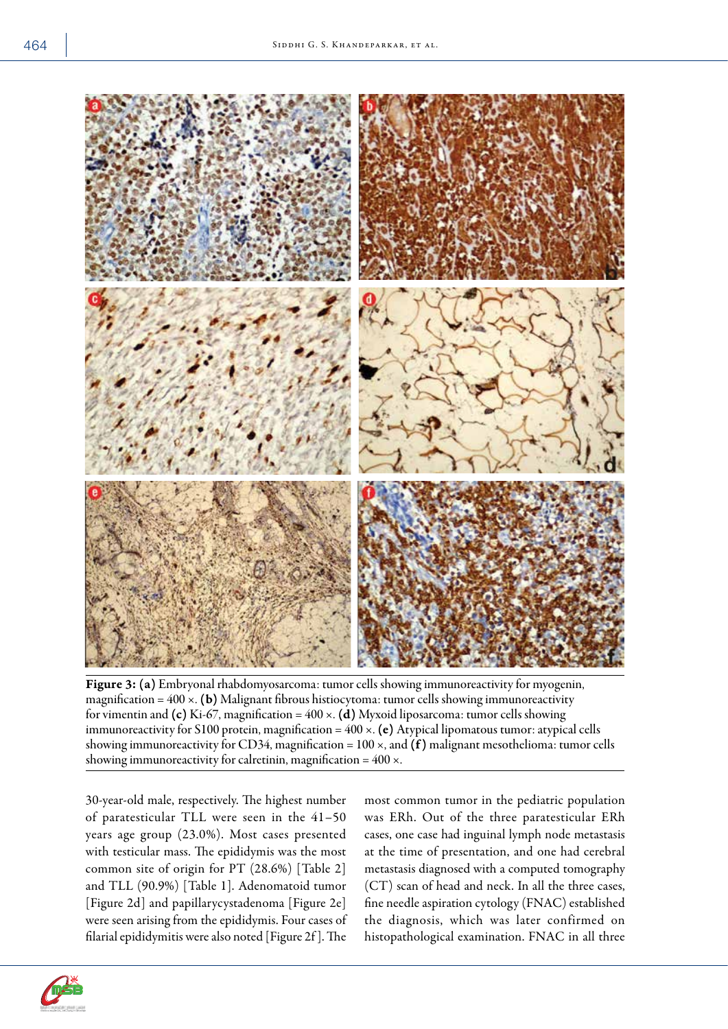**Figure 3:** **(a)** Embryonal rhabdomyosarcoma: tumor cells showing immunoreactivity for myogenin, magnification = 400 ×. **(b)** Malignant fibrous histiocytoma: tumor cells showing immunoreactivity for vimentin and **(c)** Ki-67, magnification = 400 ×. **(d)** Myxoid liposarcoma: tumor cells showing immunoreactivity for S100 protein, magnification = 400 ×. **(e)** Atypical lipomatous tumor: atypical cells showing immunoreactivity for CD34, magnification = 100 ×, and **(f)** malignant mesothelioma: tumor cells showing immunoreactivity for calretinin, magnification = 400 ×.

30-year-old male, respectively. The highest number of paratesticular TLL were seen in the 41–50 years age group (23.0%). Most cases presented with testicular mass. The epididymis was the most common site of origin for PT (28.6%) [Table 2] and TLL (90.9%) [Table 1]. Adenomatoid tumor [Figure 2d] and papillarycystadenoma [Figure 2e] were seen arising from the epididymis. Four cases of filarial epididymitis were also noted [Figure 2f]. The most common tumor in the pediatric population was ERh. Out of the three paratesticular ERh cases, one case had inguinal lymph node metastasis at the time of presentation, and one had cerebral metastasis diagnosed with a computed tomography (CT) scan of head and neck. In all the three cases, fine needle aspiration cytology (FNAC) established the diagnosis, which was later confirmed on histopathological examination. FNAC in all three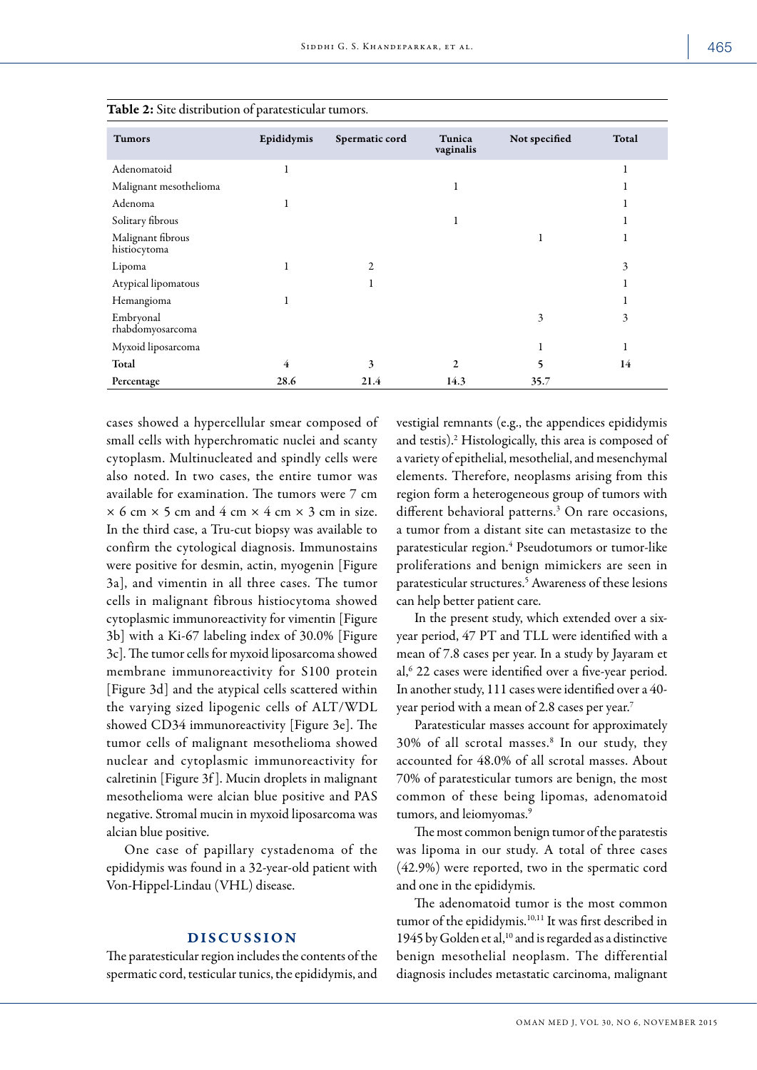**Table 2:** Site distribution of paratesticular tumors.

| Tumors | Epididymis | Spermatic cord | Tunica vaginalis | Not specified | Total |
|---|---|---|---|---|---|
| Adenomatoid | 1 | | | | 1 |
| Malignant mesothelioma | | | 1 | | 1 |
| Adenoma | 1 | | | | 1 |
| Solitary fibrous | | | 1 | | 1 |
| Malignant fibrous histiocytoma | | | | 1 | 1 |
| Lipoma | 1 | 2 | | | 3 |
| Atypical lipomatous | | 1 | | | 1 |
| Hemangioma | 1 | | | | 1 |
| Embryonal rhabdomyosarcoma | | | | 3 | 3 |
| Myxoid liposarcoma | | | | 1 | 1 |
| **Total** | **4** | **3** | **2** | **5** | **14** |
| **Percentage** | **28.6** | **21.4** | **14.3** | **35.7** | |

cases showed a hypercellular smear composed of small cells with hyperchromatic nuclei and scanty cytoplasm. Multinucleated and spindly cells were also noted. In two cases, the entire tumor was available for examination. The tumors were 7 cm × 6 cm × 5 cm and 4 cm × 4 cm × 3 cm in size. In the third case, a Tru-cut biopsy was available to confirm the cytological diagnosis. Immunostains were positive for desmin, actin, myogenin [Figure 3a], and vimentin in all three cases. The tumor cells in malignant fibrous histiocytoma showed cytoplasmic immunoreactivity for vimentin [Figure 3b] with a Ki-67 labeling index of 30.0% [Figure 3c]. The tumor cells for myxoid liposarcoma showed membrane immunoreactivity for S100 protein [Figure 3d] and the atypical cells scattered within the varying sized lipogenic cells of ALT/WDL showed CD34 immunoreactivity [Figure 3e]. The tumor cells of malignant mesothelioma showed nuclear and cytoplasmic immunoreactivity for calretinin [Figure 3f]. Mucin droplets in malignant mesothelioma were alcian blue positive and PAS negative. Stromal mucin in myxoid liposarcoma was alcian blue positive.

One case of papillary cystadenoma of the epididymis was found in a 32-year-old patient with Von-Hippel-Lindau (VHL) disease.

## DISCUSSION

The paratesticular region includes the contents of the spermatic cord, testicular tunics, the epididymis, and vestigial remnants (e.g., the appendices epididymis and testis).[2] Histologically, this area is composed of a variety of epithelial, mesothelial, and mesenchymal elements. Therefore, neoplasms arising from this region form a heterogeneous group of tumors with different behavioral patterns.[3] On rare occasions, a tumor from a distant site can metastasize to the paratesticular region.[4] Pseudotumors or tumor-like proliferations and benign mimickers are seen in paratesticular structures.[5] Awareness of these lesions can help better patient care.

In the present study, which extended over a six-year period, 47 PT and TLL were identified with a mean of 7.8 cases per year. In a study by Jayaram et al,[6] 22 cases were identified over a five-year period. In another study, 111 cases were identified over a 40-year period with a mean of 2.8 cases per year.[7]

Paratesticular masses account for approximately 30% of all scrotal masses.[8] In our study, they accounted for 48.0% of all scrotal masses. About 70% of paratesticular tumors are benign, the most common of these being lipomas, adenomatoid tumors, and leiomyomas.[9]

The most common benign tumor of the paratestis was lipoma in our study. A total of three cases (42.9%) were reported, two in the spermatic cord and one in the epididymis.

The adenomatoid tumor is the most common tumor of the epididymis.[10,11] It was first described in 1945 by Golden et al,[10] and is regarded as a distinctive benign mesothelial neoplasm. The differential diagnosis includes metastatic carcinoma, malignant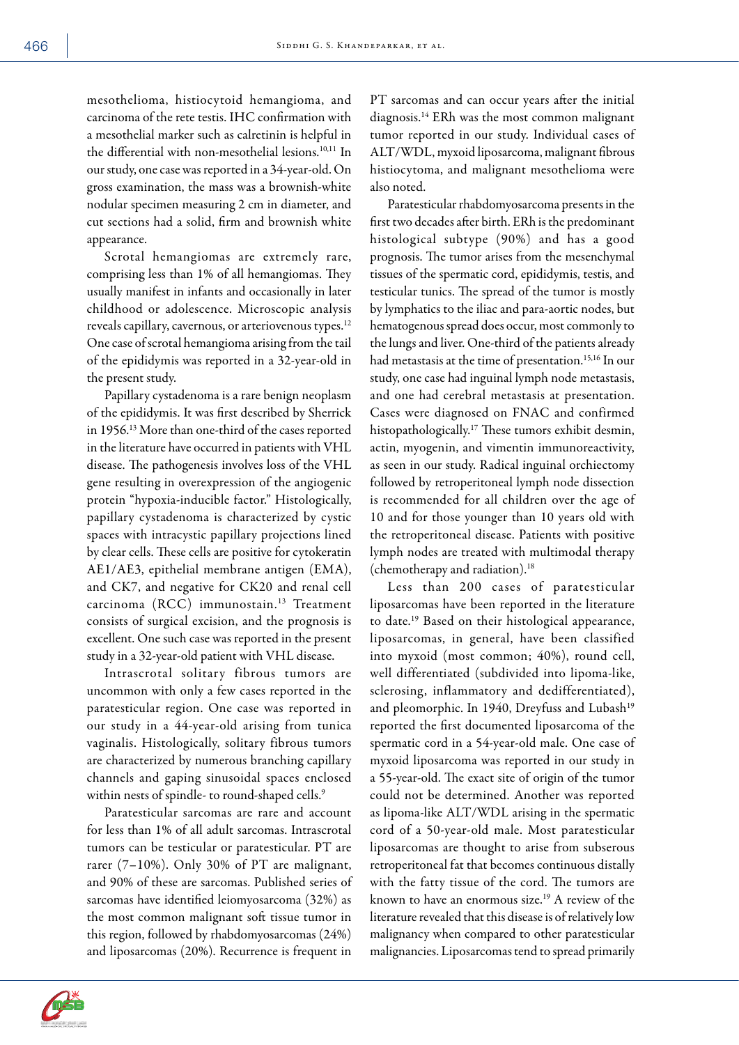mesothelioma, histiocytoid hemangioma, and carcinoma of the rete testis. IHC confirmation with a mesothelial marker such as calretinin is helpful in the differential with non-mesothelial lesions.[10,11] In our study, one case was reported in a 34-year-old. On gross examination, the mass was a brownish-white nodular specimen measuring 2 cm in diameter, and cut sections had a solid, firm and brownish white appearance.

Scrotal hemangiomas are extremely rare, comprising less than 1% of all hemangiomas. They usually manifest in infants and occasionally in later childhood or adolescence. Microscopic analysis reveals capillary, cavernous, or arteriovenous types.[12] One case of scrotal hemangioma arising from the tail of the epididymis was reported in a 32-year-old in the present study.

Papillary cystadenoma is a rare benign neoplasm of the epididymis. It was first described by Sherrick in 1956.[13] More than one-third of the cases reported in the literature have occurred in patients with VHL disease. The pathogenesis involves loss of the VHL gene resulting in overexpression of the angiogenic protein "hypoxia-inducible factor." Histologically, papillary cystadenoma is characterized by cystic spaces with intracystic papillary projections lined by clear cells. These cells are positive for cytokeratin AE1/AE3, epithelial membrane antigen (EMA), and CK7, and negative for CK20 and renal cell carcinoma (RCC) immunostain.[13] Treatment consists of surgical excision, and the prognosis is excellent. One such case was reported in the present study in a 32-year-old patient with VHL disease.

Intrascrotal solitary fibrous tumors are uncommon with only a few cases reported in the paratesticular region. One case was reported in our study in a 44-year-old arising from tunica vaginalis. Histologically, solitary fibrous tumors are characterized by numerous branching capillary channels and gaping sinusoidal spaces enclosed within nests of spindle- to round-shaped cells.[9]

Paratesticular sarcomas are rare and account for less than 1% of all adult sarcomas. Intrascrotal tumors can be testicular or paratesticular. PT are rarer (7–10%). Only 30% of PT are malignant, and 90% of these are sarcomas. Published series of sarcomas have identified leiomyosarcoma (32%) as the most common malignant soft tissue tumor in this region, followed by rhabdomyosarcomas (24%) and liposarcomas (20%). Recurrence is frequent in PT sarcomas and can occur years after the initial diagnosis.[14] ERh was the most common malignant tumor reported in our study. Individual cases of ALT/WDL, myxoid liposarcoma, malignant fibrous histiocytoma, and malignant mesothelioma were also noted.

Paratesticular rhabdomyosarcoma presents in the first two decades after birth. ERh is the predominant histological subtype (90%) and has a good prognosis. The tumor arises from the mesenchymal tissues of the spermatic cord, epididymis, testis, and testicular tunics. The spread of the tumor is mostly by lymphatics to the iliac and para-aortic nodes, but hematogenous spread does occur, most commonly to the lungs and liver. One-third of the patients already had metastasis at the time of presentation.[15,16] In our study, one case had inguinal lymph node metastasis, and one had cerebral metastasis at presentation. Cases were diagnosed on FNAC and confirmed histopathologically.[17] These tumors exhibit desmin, actin, myogenin, and vimentin immunoreactivity, as seen in our study. Radical inguinal orchiectomy followed by retroperitoneal lymph node dissection is recommended for all children over the age of 10 and for those younger than 10 years old with the retroperitoneal disease. Patients with positive lymph nodes are treated with multimodal therapy (chemotherapy and radiation).[18]

Less than 200 cases of paratesticular liposarcomas have been reported in the literature to date.[19] Based on their histological appearance, liposarcomas, in general, have been classified into myxoid (most common; 40%), round cell, well differentiated (subdivided into lipoma-like, sclerosing, inflammatory and dedifferentiated), and pleomorphic. In 1940, Dreyfuss and Lubash[19] reported the first documented liposarcoma of the spermatic cord in a 54-year-old male. One case of myxoid liposarcoma was reported in our study in a 55-year-old. The exact site of origin of the tumor could not be determined. Another was reported as lipoma-like ALT/WDL arising in the spermatic cord of a 50-year-old male. Most paratesticular liposarcomas are thought to arise from subserous retroperitoneal fat that becomes continuous distally with the fatty tissue of the cord. The tumors are known to have an enormous size.[19] A review of the literature revealed that this disease is of relatively low malignancy when compared to other paratesticular malignancies. Liposarcomas tend to spread primarily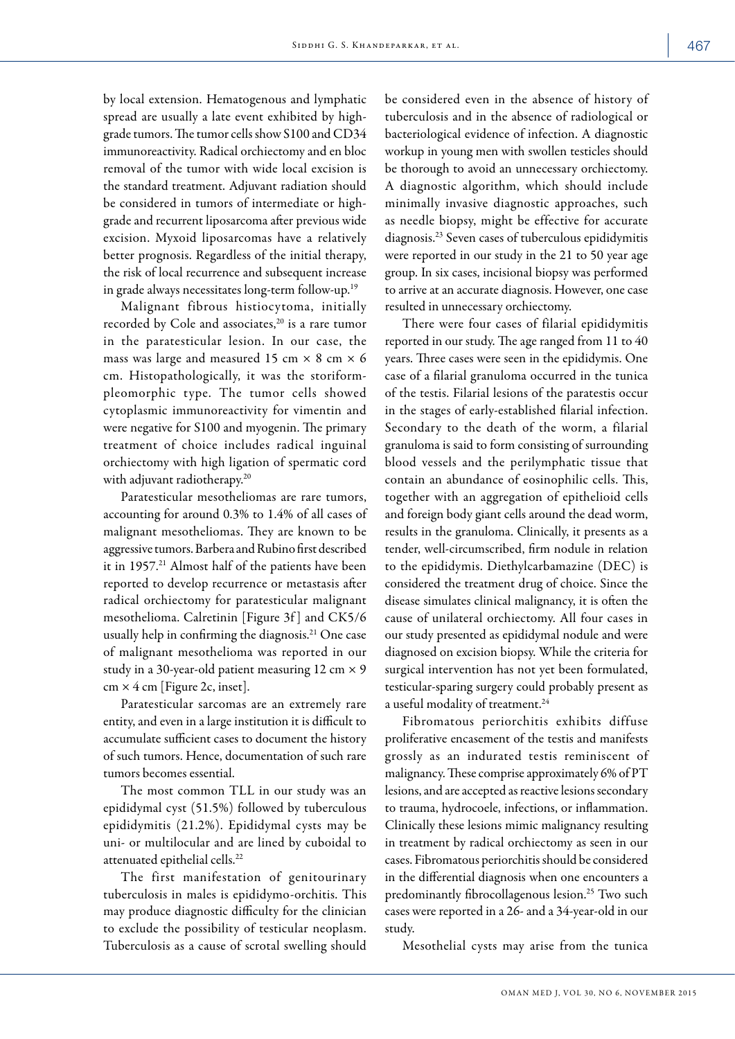by local extension. Hematogenous and lymphatic spread are usually a late event exhibited by high-grade tumors. The tumor cells show S100 and CD34 immunoreactivity. Radical orchiectomy and en bloc removal of the tumor with wide local excision is the standard treatment. Adjuvant radiation should be considered in tumors of intermediate or high-grade and recurrent liposarcoma after previous wide excision. Myxoid liposarcomas have a relatively better prognosis. Regardless of the initial therapy, the risk of local recurrence and subsequent increase in grade always necessitates long-term follow-up.[19]

Malignant fibrous histiocytoma, initially recorded by Cole and associates,[20] is a rare tumor in the paratesticular lesion. In our case, the mass was large and measured 15 cm × 8 cm × 6 cm. Histopathologically, it was the storiform-pleomorphic type. The tumor cells showed cytoplasmic immunoreactivity for vimentin and were negative for S100 and myogenin. The primary treatment of choice includes radical inguinal orchiectomy with high ligation of spermatic cord with adjuvant radiotherapy.[20]

Paratesticular mesotheliomas are rare tumors, accounting for around 0.3% to 1.4% of all cases of malignant mesotheliomas. They are known to be aggressive tumors. Barbera and Rubino first described it in 1957.[21] Almost half of the patients have been reported to develop recurrence or metastasis after radical orchiectomy for paratesticular malignant mesothelioma. Calretinin [Figure 3f] and CK5/6 usually help in confirming the diagnosis.[21] One case of malignant mesothelioma was reported in our study in a 30-year-old patient measuring 12 cm × 9 cm × 4 cm [Figure 2c, inset].

Paratesticular sarcomas are an extremely rare entity, and even in a large institution it is difficult to accumulate sufficient cases to document the history of such tumors. Hence, documentation of such rare tumors becomes essential.

The most common TLL in our study was an epididymal cyst (51.5%) followed by tuberculous epididymitis (21.2%). Epididymal cysts may be uni- or multilocular and are lined by cuboidal to attenuated epithelial cells.[22]

The first manifestation of genitourinary tuberculosis in males is epididymo-orchitis. This may produce diagnostic difficulty for the clinician to exclude the possibility of testicular neoplasm. Tuberculosis as a cause of scrotal swelling should be considered even in the absence of history of tuberculosis and in the absence of radiological or bacteriological evidence of infection. A diagnostic workup in young men with swollen testicles should be thorough to avoid an unnecessary orchiectomy. A diagnostic algorithm, which should include minimally invasive diagnostic approaches, such as needle biopsy, might be effective for accurate diagnosis.[23] Seven cases of tuberculous epididymitis were reported in our study in the 21 to 50 year age group. In six cases, incisional biopsy was performed to arrive at an accurate diagnosis. However, one case resulted in unnecessary orchiectomy.

There were four cases of filarial epididymitis reported in our study. The age ranged from 11 to 40 years. Three cases were seen in the epididymis. One case of a filarial granuloma occurred in the tunica of the testis. Filarial lesions of the paratestis occur in the stages of early-established filarial infection. Secondary to the death of the worm, a filarial granuloma is said to form consisting of surrounding blood vessels and the perilymphatic tissue that contain an abundance of eosinophilic cells. This, together with an aggregation of epithelioid cells and foreign body giant cells around the dead worm, results in the granuloma. Clinically, it presents as a tender, well-circumscribed, firm nodule in relation to the epididymis. Diethylcarbamazine (DEC) is considered the treatment drug of choice. Since the disease simulates clinical malignancy, it is often the cause of unilateral orchiectomy. All four cases in our study presented as epididymal nodule and were diagnosed on excision biopsy. While the criteria for surgical intervention has not yet been formulated, testicular-sparing surgery could probably present as a useful modality of treatment.[24]

Fibromatous periorchitis exhibits diffuse proliferative encasement of the testis and manifests grossly as an indurated testis reminiscent of malignancy. These comprise approximately 6% of PT lesions, and are accepted as reactive lesions secondary to trauma, hydrocoele, infections, or inflammation. Clinically these lesions mimic malignancy resulting in treatment by radical orchiectomy as seen in our cases. Fibromatous periorchitis should be considered in the differential diagnosis when one encounters a predominantly fibrocollagenous lesion.[25] Two such cases were reported in a 26- and a 34-year-old in our study.

Mesothelial cysts may arise from the tunica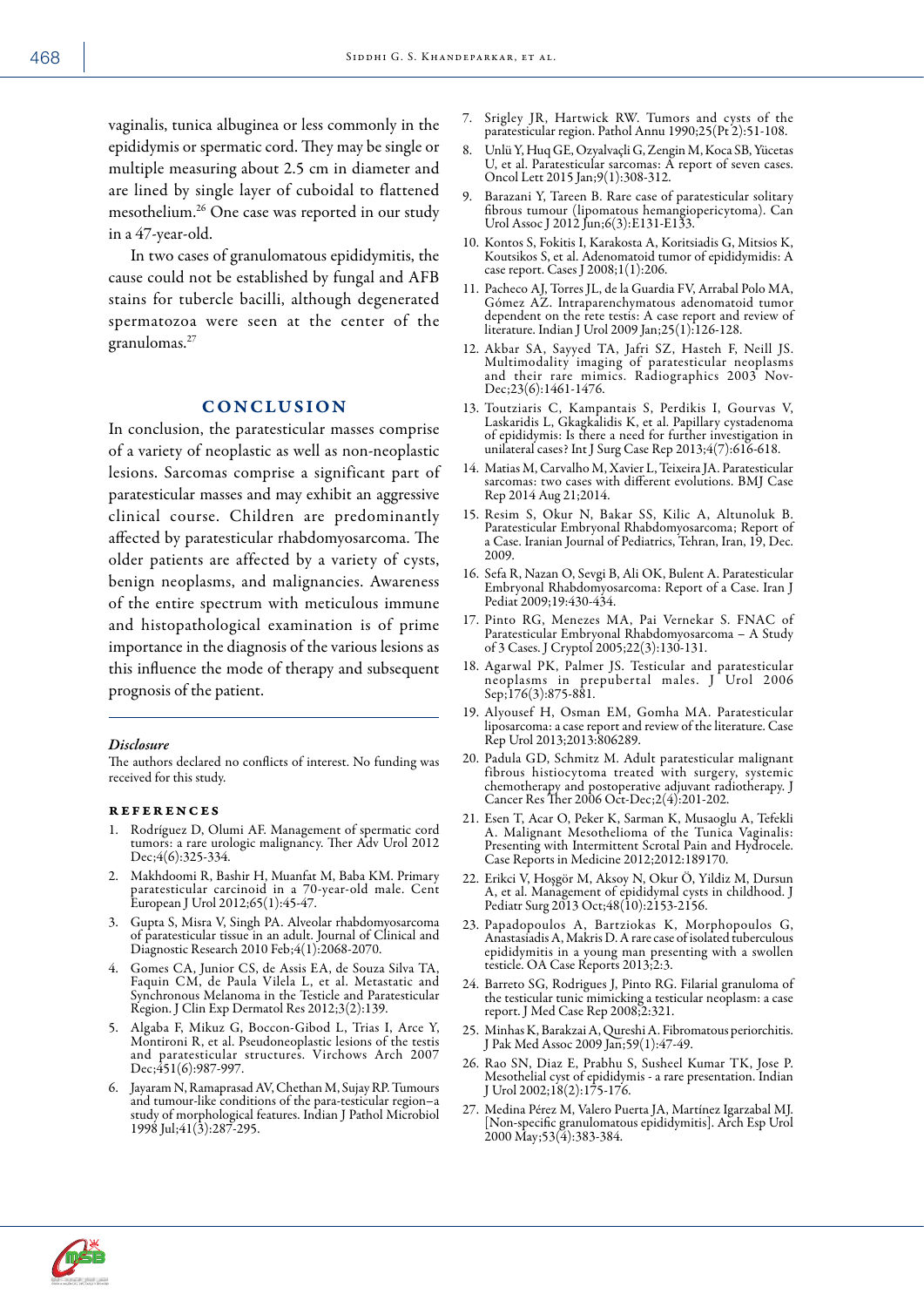vaginalis, tunica albuginea or less commonly in the epididymis or spermatic cord. They may be single or multiple measuring about 2.5 cm in diameter and are lined by single layer of cuboidal to flattened mesothelium.[26] One case was reported in our study in a 47-year-old.

In two cases of granulomatous epididymitis, the cause could not be established by fungal and AFB stains for tubercle bacilli, although degenerated spermatozoa were seen at the center of the granulomas.[27]

## CONCLUSION

In conclusion, the paratesticular masses comprise of a variety of neoplastic as well as non-neoplastic lesions. Sarcomas comprise a significant part of paratesticular masses and may exhibit an aggressive clinical course. Children are predominantly affected by paratesticular rhabdomyosarcoma. The older patients are affected by a variety of cysts, benign neoplasms, and malignancies. Awareness of the entire spectrum with meticulous immune and histopathological examination is of prime importance in the diagnosis of the various lesions as this influence the mode of therapy and subsequent prognosis of the patient.

### *Disclosure*

The authors declared no conflicts of interest. No funding was received for this study.

### REFERENCES

1. Rodríguez D, Olumi AF. Management of spermatic cord tumors: a rare urologic malignancy. Ther Adv Urol 2012 Dec;4(6):325-334.
2. Makhdoomi R, Bashir H, Muanfat M, Baba KM. Primary paratesticular carcinoid in a 70-year-old male. Cent European J Urol 2012;65(1):45-47.
3. Gupta S, Misra V, Singh PA. Alveolar rhabdomyosarcoma of paratesticular tissue in an adult. Journal of Clinical and Diagnostic Research 2010 Feb;4(1):2068-2070.
4. Gomes CA, Junior CS, de Assis EA, de Souza Silva TA, Faquin CM, de Paula Vilela L, et al. Metastatic and Synchronous Melanoma in the Testicle and Paratesticular Region. J Clin Exp Dermatol Res 2012;3(2):139.
5. Algaba F, Mikuz G, Boccon-Gibod L, Trias I, Arce Y, Montironi R, et al. Pseudoneoplastic lesions of the testis and paratesticular structures. Virchows Arch 2007 Dec;451(6):987-997.
6. Jayaram N, Ramaprasad AV, Chethan M, Sujay RP. Tumours and tumour-like conditions of the para-testicular region–a study of morphological features. Indian J Pathol Microbiol 1998 Jul;41(3):287-295.
7. Srigley JR, Hartwick RW. Tumors and cysts of the paratesticular region. Pathol Annu 1990;25(Pt 2):51-108.
8. Unlü Y, Huq GE, Ozyalvaçli G, Zengin M, Koca SB, Yücetas U, et al. Paratesticular sarcomas: A report of seven cases. Oncol Lett 2015 Jan;9(1):308-312.
9. Barazani Y, Tareen B. Rare case of paratesticular solitary fibrous tumour (lipomatous hemangiopericytoma). Can Urol Assoc J 2012 Jun;6(3):E131-E133.
10. Kontos S, Fokitis I, Karakosta A, Koritsiadis G, Mitsios K, Koutsikos S, et al. Adenomatoid tumor of epididymidis: A case report. Cases J 2008;1(1):206.
11. Pacheco AJ, Torres JL, de la Guardia FV, Arrabal Polo MA, Gómez AZ. Intraparenchymatous adenomatoid tumor dependent on the rete testis: A case report and review of literature. Indian J Urol 2009 Jan;25(1):126-128.
12. Akbar SA, Sayyed TA, Jafri SZ, Hasteh F, Neill JS. Multimodality imaging of paratesticular neoplasms and their rare mimics. Radiographics 2003 Nov-Dec;23(6):1461-1476.
13. Toutziaris C, Kampantais S, Perdikis I, Gourvas V, Laskaridis L, Gkagkalidis K, et al. Papillary cystadenoma of epididymis: Is there a need for further investigation in unilateral cases? Int J Surg Case Rep 2013;4(7):616-618.
14. Matias M, Carvalho M, Xavier L, Teixeira JA. Paratesticular sarcomas: two cases with different evolutions. BMJ Case Rep 2014 Aug 21;2014.
15. Resim S, Okur N, Bakar SS, Kilic A, Altunoluk B. Paratesticular Embryonal Rhabdomyosarcoma; Report of a Case. Iranian Journal of Pediatrics, Tehran, Iran, 19, Dec. 2009.
16. Sefa R, Nazan O, Sevgi B, Ali OK, Bulent A. Paratesticular Embryonal Rhabdomyosarcoma: Report of a Case. Iran J Pediat 2009;19:430-434.
17. Pinto RG, Menezes MA, Pai Vernekar S. FNAC of Paratesticular Embryonal Rhabdomyosarcoma – A Study of 3 Cases. J Cryptol 2005;22(3):130-131.
18. Agarwal PK, Palmer JS. Testicular and paratesticular neoplasms in prepubertal males. J Urol 2006 Sep;176(3):875-881.
19. Alyousef H, Osman EM, Gomha MA. Paratesticular liposarcoma: a case report and review of the literature. Case Rep Urol 2013;2013:806289.
20. Padula GD, Schmitz M. Adult paratesticular malignant fibrous histiocytoma treated with surgery, systemic chemotherapy and postoperative adjuvant radiotherapy. J Cancer Res Ther 2006 Oct-Dec;2(4):201-202.
21. Esen T, Acar O, Peker K, Sarman K, Musaoglu A, Tefekli A. Malignant Mesothelioma of the Tunica Vaginalis: Presenting with Intermittent Scrotal Pain and Hydrocele. Case Reports in Medicine 2012;2012:189170.
22. Erikci V, Hoşgör M, Aksoy N, Okur Ö, Yildiz M, Dursun A, et al. Management of epididymal cysts in childhood. J Pediatr Surg 2013 Oct;48(10):2153-2156.
23. Papadopoulos A, Bartziokas K, Morphopoulos G, Anastasiadis A, Makris D. A rare case of isolated tuberculous epididymitis in a young man presenting with a swollen testicle. OA Case Reports 2013;2:3.
24. Barreto SG, Rodrigues J, Pinto RG. Filarial granuloma of the testicular tunic mimicking a testicular neoplasm: a case report. J Med Case Rep 2008;2:321.
25. Minhas K, Barakzai A, Qureshi A. Fibromatous periorchitis. J Pak Med Assoc 2009 Jan;59(1):47-49.
26. Rao SN, Diaz E, Prabhu S, Susheel Kumar TK, Jose P. Mesothelial cyst of epididymis - a rare presentation. Indian J Urol 2002;18(2):175-176.
27. Medina Pérez M, Valero Puerta JA, Martínez Igarzabal MJ. [Non-specific granulomatous epididymitis]. Arch Esp Urol 2000 May;53(4):383-384.